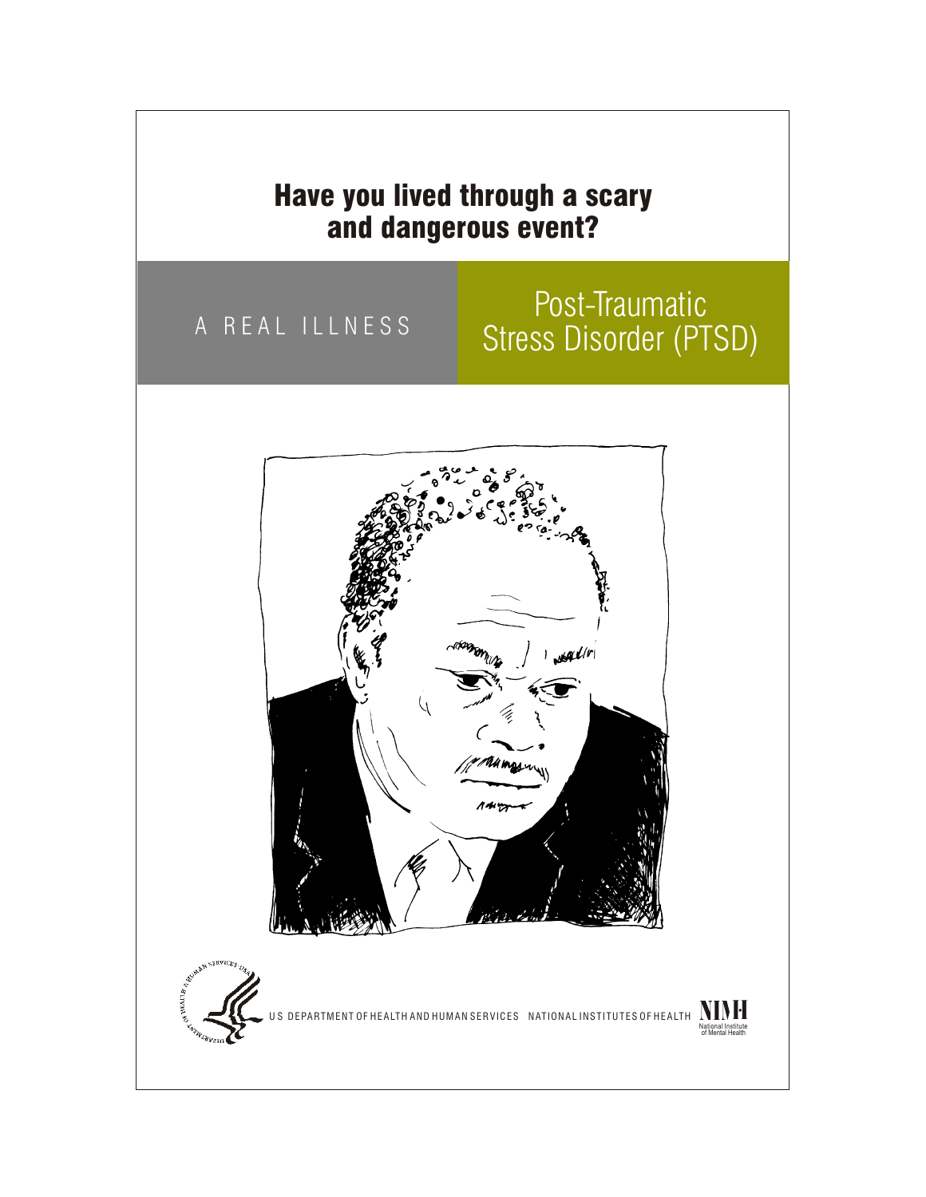# Have you lived through a scary and dangerous event?

A REAL ILLNESS

## Post-Traumatic Stress Disorder (PTSD)

U S DEPARTMENT OF HEALTH AND HUMAN SERVICES NATIONAL INSTITUTES OF HEALTH

NIMH National Institute of Mental Health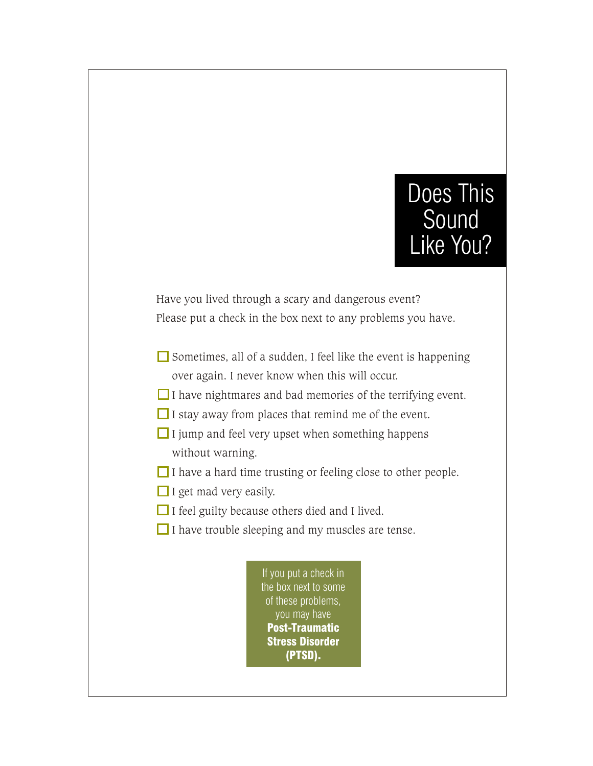# Does This Sound Like You?

Have you lived through a scary and dangerous event?
Please put a check in the box next to any problems you have.

- ☐ Sometimes, all of a sudden, I feel like the event is happening over again. I never know when this will occur.
- ☐ I have nightmares and bad memories of the terrifying event.
- ☐ I stay away from places that remind me of the event.
- ☐ I jump and feel very upset when something happens without warning.
- ☐ I have a hard time trusting or feeling close to other people.
- ☐ I get mad very easily.
- ☐ I feel guilty because others died and I lived.
- ☐ I have trouble sleeping and my muscles are tense.

If you put a check in the box next to some of these problems, you may have **Post-Traumatic Stress Disorder (PTSD).**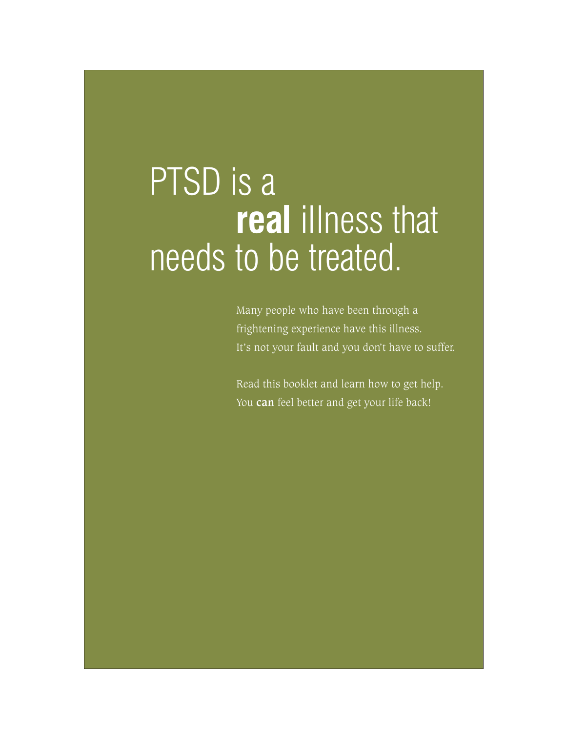# PTSD is a **real** illness that needs to be treated.

Many people who have been through a frightening experience have this illness. It's not your fault and you don't have to suffer.

Read this booklet and learn how to get help. You **can** feel better and get your life back!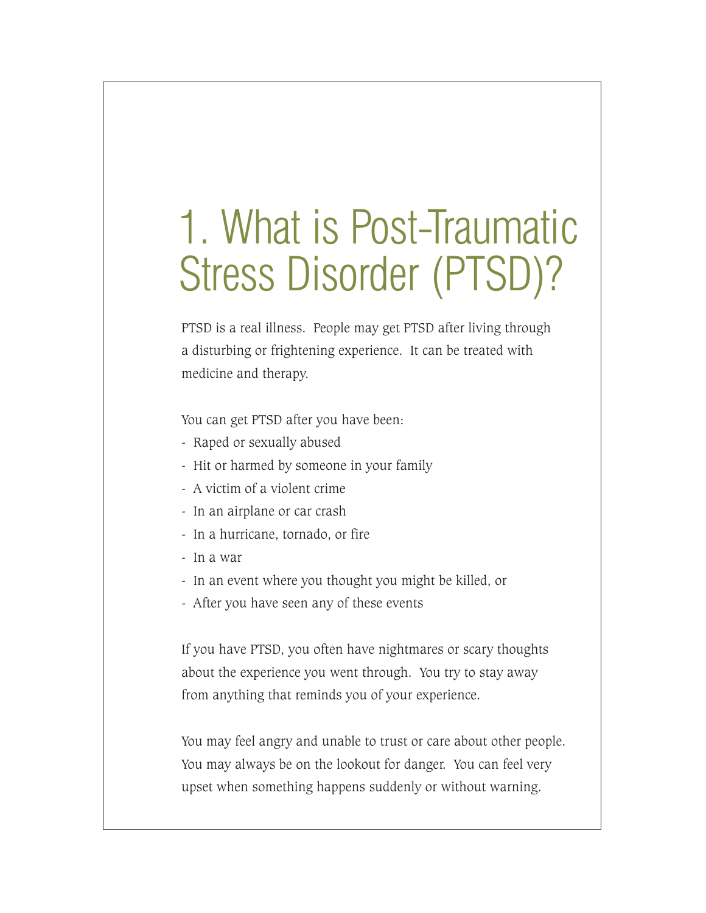# 1. What is Post-Traumatic Stress Disorder (PTSD)?

PTSD is a real illness. People may get PTSD after living through a disturbing or frightening experience. It can be treated with medicine and therapy.

You can get PTSD after you have been:

- Raped or sexually abused
- Hit or harmed by someone in your family
- A victim of a violent crime
- In an airplane or car crash
- In a hurricane, tornado, or fire
- In a war
- In an event where you thought you might be killed, or
- After you have seen any of these events

If you have PTSD, you often have nightmares or scary thoughts about the experience you went through. You try to stay away from anything that reminds you of your experience.

You may feel angry and unable to trust or care about other people. You may always be on the lookout for danger. You can feel very upset when something happens suddenly or without warning.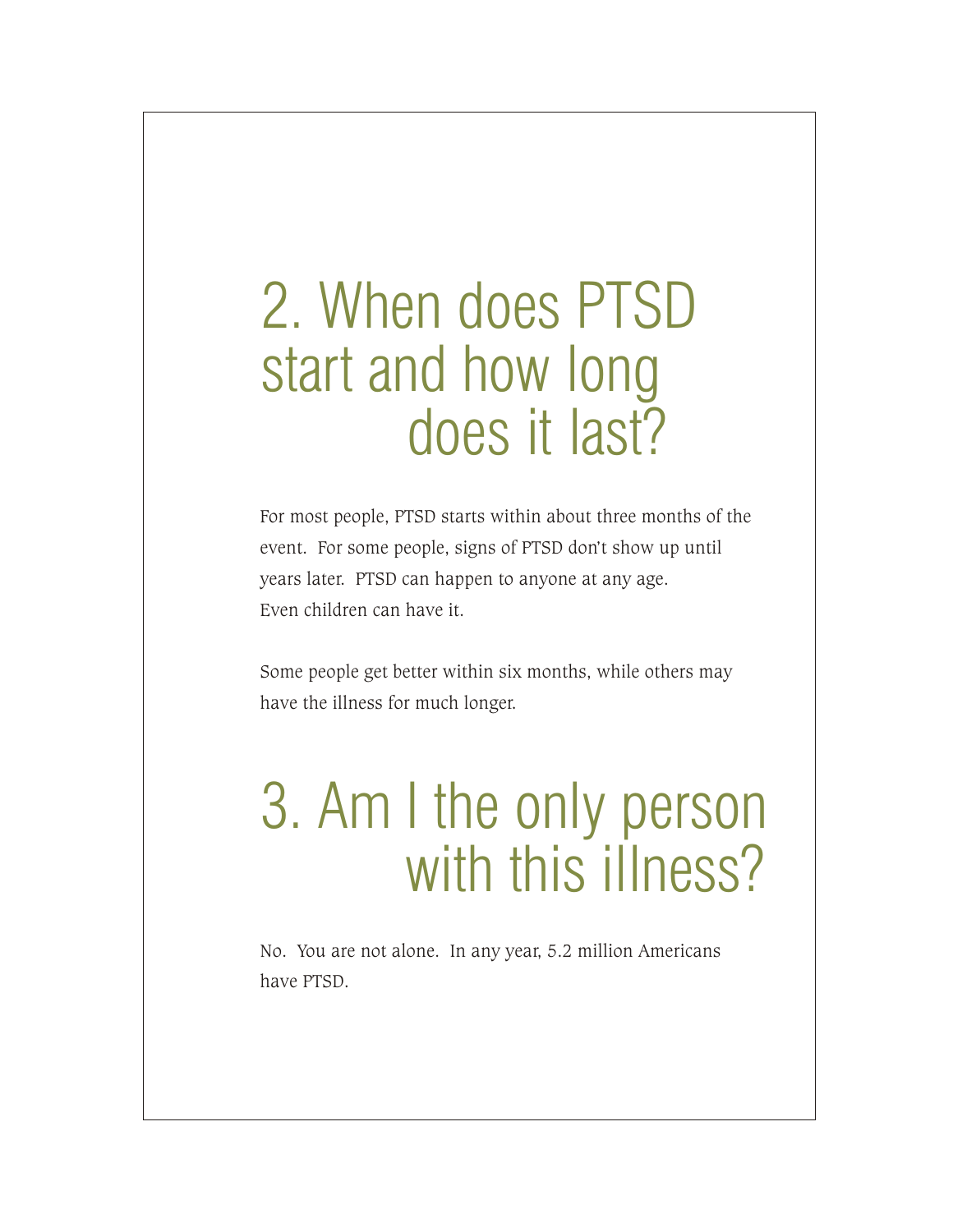## 2. When does PTSD start and how long does it last?

For most people, PTSD starts within about three months of the event. For some people, signs of PTSD don't show up until years later. PTSD can happen to anyone at any age. Even children can have it.

Some people get better within six months, while others may have the illness for much longer.

## 3. Am I the only person with this illness?

No. You are not alone. In any year, 5.2 million Americans have PTSD.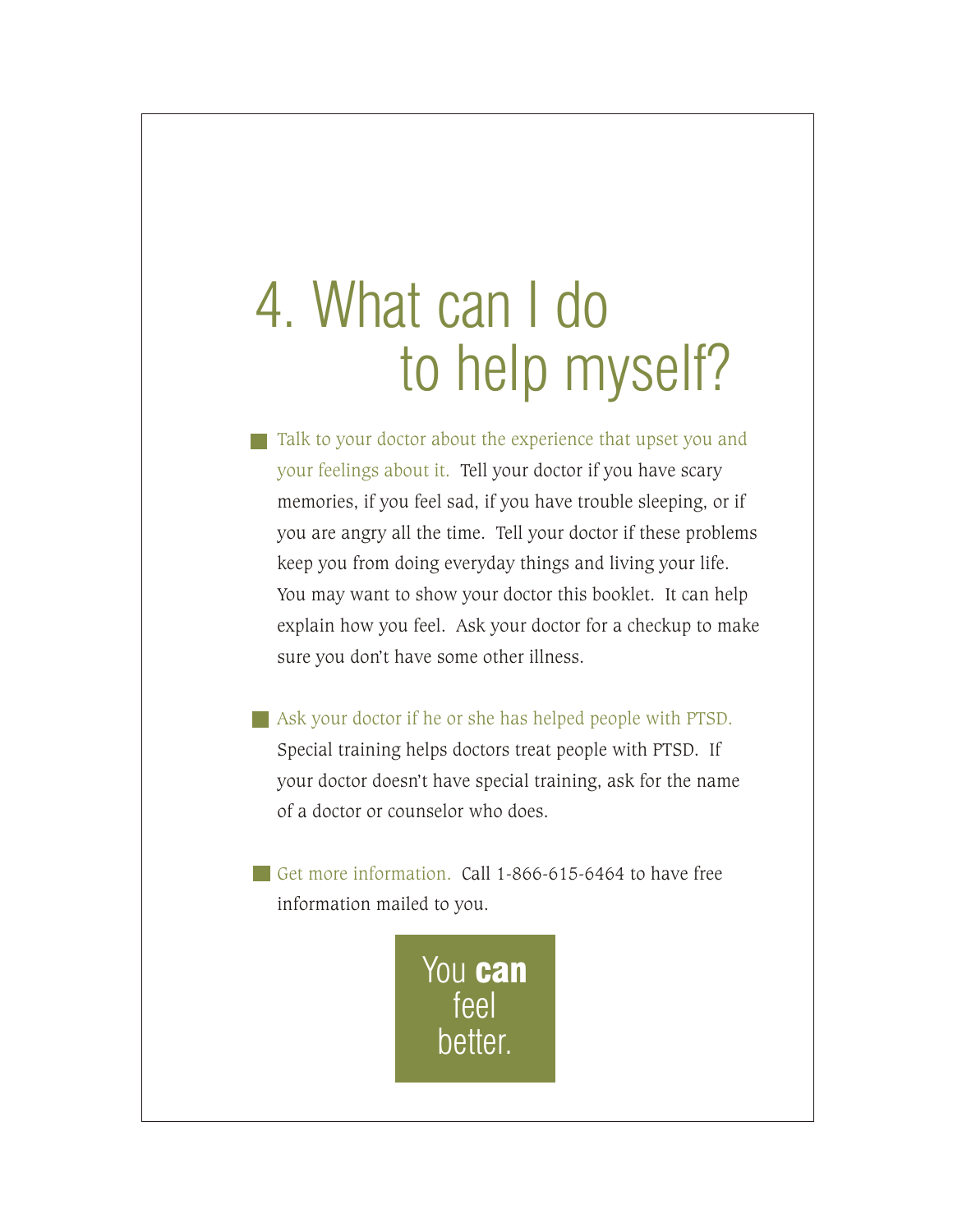# 4. What can I do to help myself?

- Talk to your doctor about the experience that upset you and your feelings about it. Tell your doctor if you have scary memories, if you feel sad, if you have trouble sleeping, or if you are angry all the time. Tell your doctor if these problems keep you from doing everyday things and living your life. You may want to show your doctor this booklet. It can help explain how you feel. Ask your doctor for a checkup to make sure you don't have some other illness.

- Ask your doctor if he or she has helped people with PTSD. Special training helps doctors treat people with PTSD. If your doctor doesn't have special training, ask for the name of a doctor or counselor who does.

- Get more information. Call 1-866-615-6464 to have free information mailed to you.

You **can** feel better.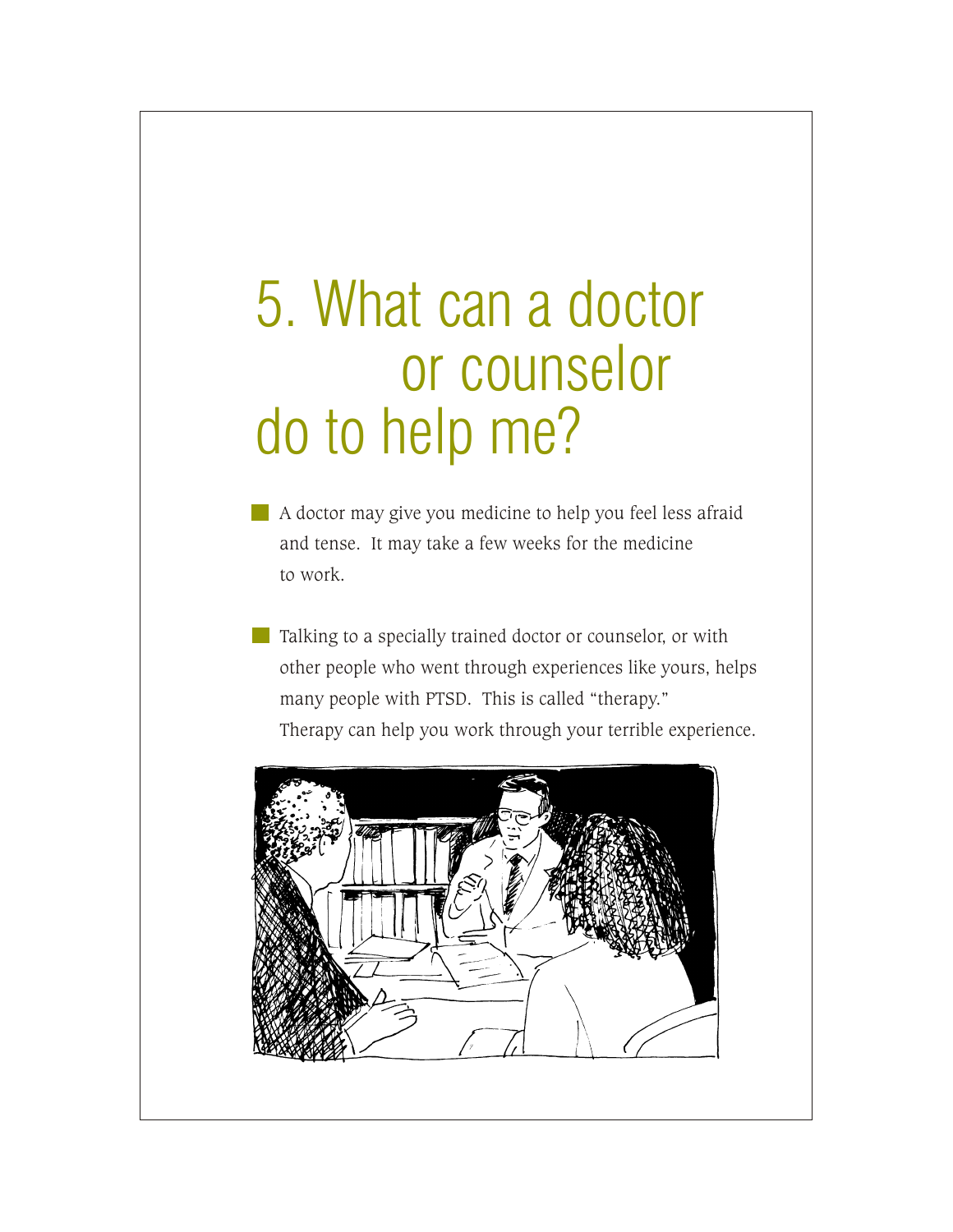# 5. What can a doctor or counselor do to help me?

- A doctor may give you medicine to help you feel less afraid and tense. It may take a few weeks for the medicine to work.

- Talking to a specially trained doctor or counselor, or with other people who went through experiences like yours, helps many people with PTSD. This is called "therapy." Therapy can help you work through your terrible experience.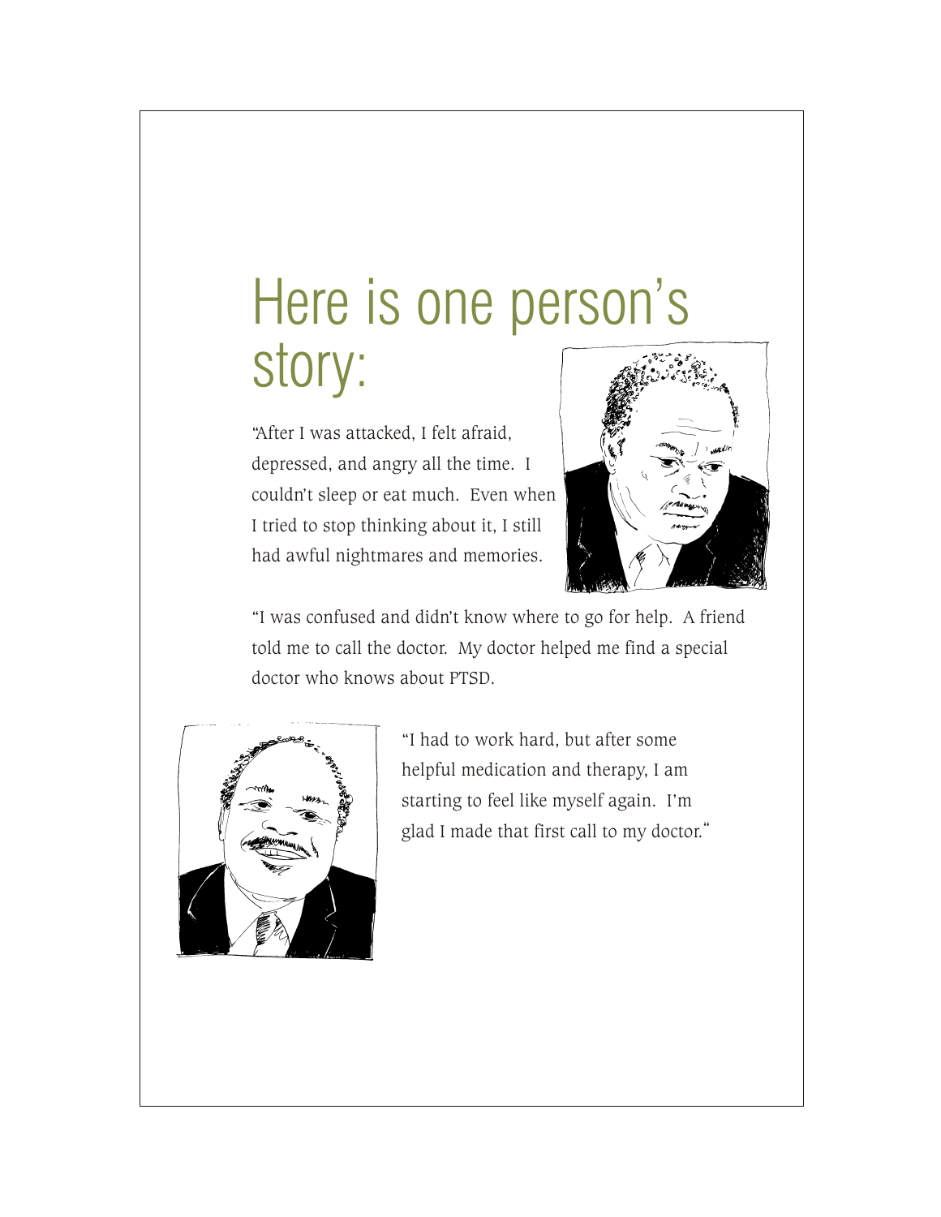# Here is one person's story:

"After I was attacked, I felt afraid, depressed, and angry all the time. I couldn't sleep or eat much. Even when I tried to stop thinking about it, I still had awful nightmares and memories.

"I was confused and didn't know where to go for help. A friend told me to call the doctor. My doctor helped me find a special doctor who knows about PTSD.

"I had to work hard, but after some helpful medication and therapy, I am starting to feel like myself again. I'm glad I made that first call to my doctor."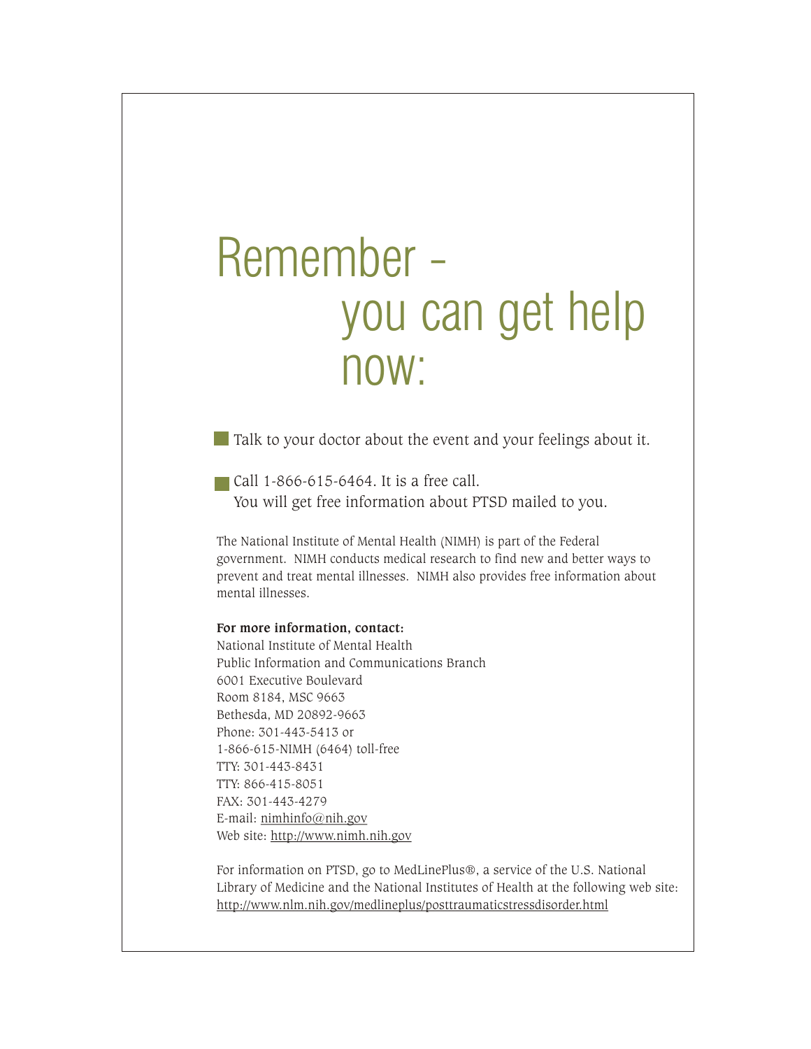# Remember - you can get help now:

- Talk to your doctor about the event and your feelings about it.
- Call 1-866-615-6464. It is a free call.
  You will get free information about PTSD mailed to you.

The National Institute of Mental Health (NIMH) is part of the Federal government. NIMH conducts medical research to find new and better ways to prevent and treat mental illnesses. NIMH also provides free information about mental illnesses.

**For more information, contact:**
National Institute of Mental Health
Public Information and Communications Branch
6001 Executive Boulevard
Room 8184, MSC 9663
Bethesda, MD 20892-9663
Phone: 301-443-5413 or
1-866-615-NIMH (6464) toll-free
TTY: 301-443-8431
TTY: 866-415-8051
FAX: 301-443-4279
E-mail: nimhinfo@nih.gov
Web site: http://www.nimh.nih.gov

For information on PTSD, go to MedLinePlus®, a service of the U.S. National Library of Medicine and the National Institutes of Health at the following web site: http://www.nlm.nih.gov/medlineplus/posttraumaticstressdisorder.html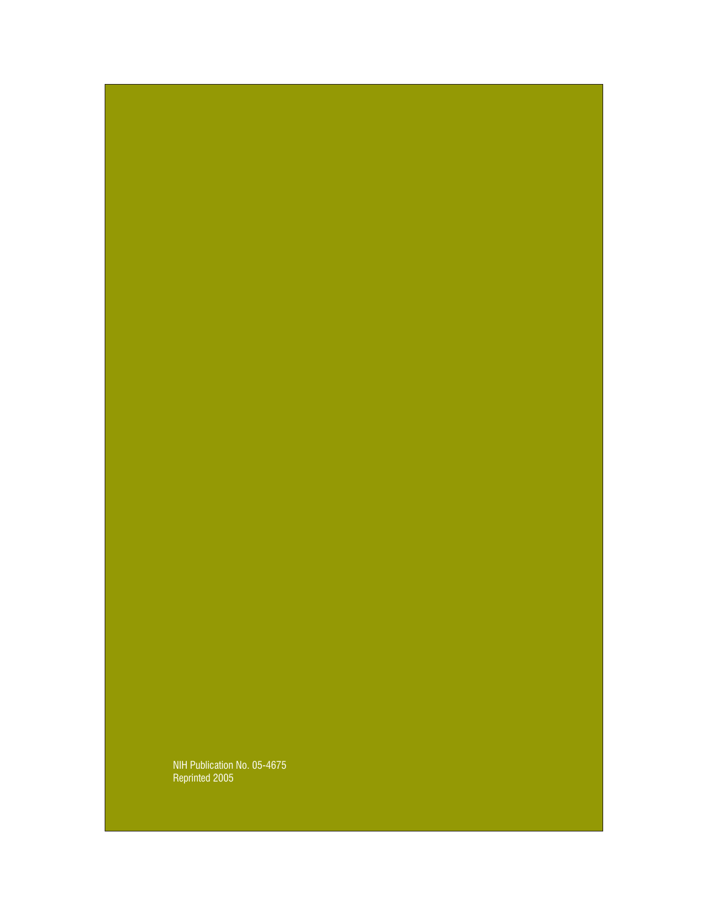NIH Publication No. 05-4675
Reprinted 2005